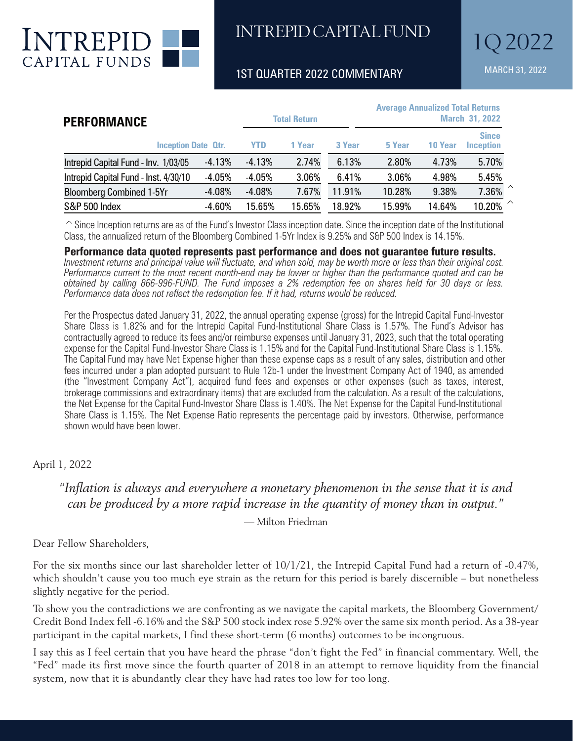# INTREPID CAPITAL FUNDS

## INTREPID CAPITAL FUND

### 1ST QUARTER 2022 COMMENTARY

1Q 2022

MARCH 31, 2022

## PERFORMANCE

| | Inception Date | Qtr. | Total Return YTD | Total Return 1 Year | Average Annualized Total Returns March 31, 2022 3 Year | 5 Year | 10 Year | Since Inception |
|---|---|---|---|---|---|---|---|---|
| Intrepid Capital Fund - Inv. | 1/03/05 | -4.13% | -4.13% | 2.74% | 6.13% | 2.80% | 4.73% | 5.70% |
| Intrepid Capital Fund - Inst. | 4/30/10 | -4.05% | -4.05% | 3.06% | 6.41% | 3.06% | 4.98% | 5.45% |
| Bloomberg Combined 1-5Yr | | -4.08% | -4.08% | 7.67% | 11.91% | 10.28% | 9.38% | 7.36% ^ |
| S&P 500 Index | | -4.60% | 15.65% | 15.65% | 18.92% | 15.99% | 14.64% | 10.20% ^ |

^ Since Inception returns are as of the Fund's Investor Class inception date. Since the inception date of the Institutional Class, the annualized return of the Bloomberg Combined 1-5Yr Index is 9.25% and S&P 500 Index is 14.15%.

**Performance data quoted represents past performance and does not guarantee future results.** *Investment returns and principal value will fluctuate, and when sold, may be worth more or less than their original cost. Performance current to the most recent month-end may be lower or higher than the performance quoted and can be obtained by calling 866-996-FUND. The Fund imposes a 2% redemption fee on shares held for 30 days or less. Performance data does not reflect the redemption fee. If it had, returns would be reduced.*

Per the Prospectus dated January 31, 2022, the annual operating expense (gross) for the Intrepid Capital Fund-Investor Share Class is 1.82% and for the Intrepid Capital Fund-Institutional Share Class is 1.57%. The Fund's Advisor has contractually agreed to reduce its fees and/or reimburse expenses until January 31, 2023, such that the total operating expense for the Capital Fund-Investor Share Class is 1.15% and for the Capital Fund-Institutional Share Class is 1.15%. The Capital Fund may have Net Expense higher than these expense caps as a result of any sales, distribution and other fees incurred under a plan adopted pursuant to Rule 12b-1 under the Investment Company Act of 1940, as amended (the "Investment Company Act"), acquired fund fees and expenses or other expenses (such as taxes, interest, brokerage commissions and extraordinary items) that are excluded from the calculation. As a result of the calculations, the Net Expense for the Capital Fund-Investor Share Class is 1.40%. The Net Expense for the Capital Fund-Institutional Share Class is 1.15%. The Net Expense Ratio represents the percentage paid by investors. Otherwise, performance shown would have been lower.

April 1, 2022

*"Inflation is always and everywhere a monetary phenomenon in the sense that it is and can be produced by a more rapid increase in the quantity of money than in output."*

— Milton Friedman

Dear Fellow Shareholders,

For the six months since our last shareholder letter of 10/1/21, the Intrepid Capital Fund had a return of -0.47%, which shouldn't cause you too much eye strain as the return for this period is barely discernible – but nonetheless slightly negative for the period.

To show you the contradictions we are confronting as we navigate the capital markets, the Bloomberg Government/Credit Bond Index fell -6.16% and the S&P 500 stock index rose 5.92% over the same six month period. As a 38-year participant in the capital markets, I find these short-term (6 months) outcomes to be incongruous.

I say this as I feel certain that you have heard the phrase "don't fight the Fed" in financial commentary. Well, the "Fed" made its first move since the fourth quarter of 2018 in an attempt to remove liquidity from the financial system, now that it is abundantly clear they have had rates too low for too long.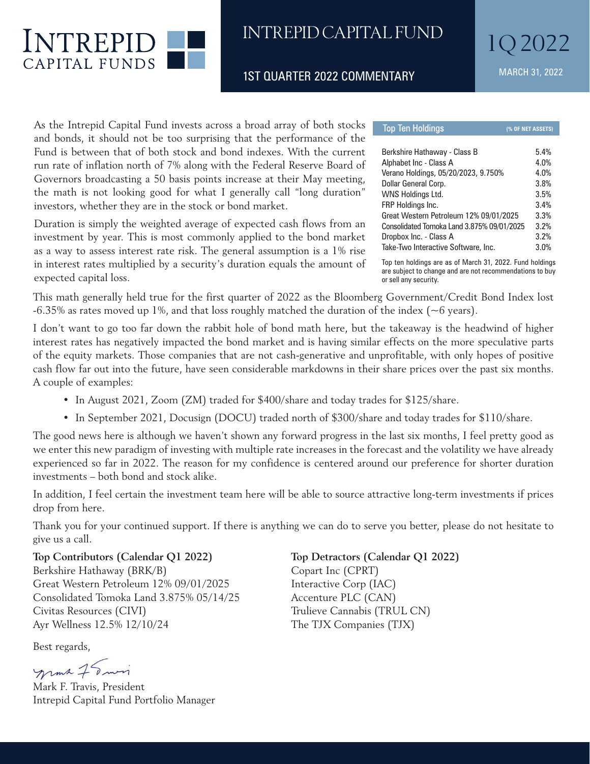# INTREPID CAPITAL FUND

## 1ST QUARTER 2022 COMMENTARY

1Q 2022

MARCH 31, 2022

As the Intrepid Capital Fund invests across a broad array of both stocks and bonds, it should not be too surprising that the performance of the Fund is between that of both stock and bond indexes. With the current run rate of inflation north of 7% along with the Federal Reserve Board of Governors broadcasting a 50 basis points increase at their May meeting, the math is not looking good for what I generally call "long duration" investors, whether they are in the stock or bond market.

Duration is simply the weighted average of expected cash flows from an investment by year. This is most commonly applied to the bond market as a way to assess interest rate risk. The general assumption is a 1% rise in interest rates multiplied by a security's duration equals the amount of expected capital loss.

| Top Ten Holdings | (% OF NET ASSETS) |
|---|---|
| Berkshire Hathaway - Class B | 5.4% |
| Alphabet Inc - Class A | 4.0% |
| Verano Holdings, 05/20/2023, 9.750% | 4.0% |
| Dollar General Corp. | 3.8% |
| WNS Holdings Ltd. | 3.5% |
| FRP Holdings Inc. | 3.4% |
| Great Western Petroleum 12% 09/01/2025 | 3.3% |
| Consolidated Tomoka Land 3.875% 09/01/2025 | 3.2% |
| Dropbox Inc. - Class A | 3.2% |
| Take-Two Interactive Software, Inc. | 3.0% |

Top ten holdings are as of March 31, 2022. Fund holdings are subject to change and are not recommendations to buy or sell any security.

This math generally held true for the first quarter of 2022 as the Bloomberg Government/Credit Bond Index lost -6.35% as rates moved up 1%, and that loss roughly matched the duration of the index (~6 years).

I don't want to go too far down the rabbit hole of bond math here, but the takeaway is the headwind of higher interest rates has negatively impacted the bond market and is having similar effects on the more speculative parts of the equity markets. Those companies that are not cash-generative and unprofitable, with only hopes of positive cash flow far out into the future, have seen considerable markdowns in their share prices over the past six months. A couple of examples:

- In August 2021, Zoom (ZM) traded for $400/share and today trades for $125/share.
- In September 2021, Docusign (DOCU) traded north of $300/share and today trades for $110/share.

The good news here is although we haven't shown any forward progress in the last six months, I feel pretty good as we enter this new paradigm of investing with multiple rate increases in the forecast and the volatility we have already experienced so far in 2022. The reason for my confidence is centered around our preference for shorter duration investments – both bond and stock alike.

In addition, I feel certain the investment team here will be able to source attractive long-term investments if prices drop from here.

Thank you for your continued support. If there is anything we can do to serve you better, please do not hesitate to give us a call.

**Top Contributors (Calendar Q1 2022)**

Berkshire Hathaway (BRK/B)
Great Western Petroleum 12% 09/01/2025
Consolidated Tomoka Land 3.875% 05/14/25
Civitas Resources (CIVI)
Ayr Wellness 12.5% 12/10/24

**Top Detractors (Calendar Q1 2022)**

Copart Inc (CPRT)
Interactive Corp (IAC)
Accenture PLC (CAN)
Trulieve Cannabis (TRUL CN)
The TJX Companies (TJX)

Best regards,

Mark F. Travis, President
Intrepid Capital Fund Portfolio Manager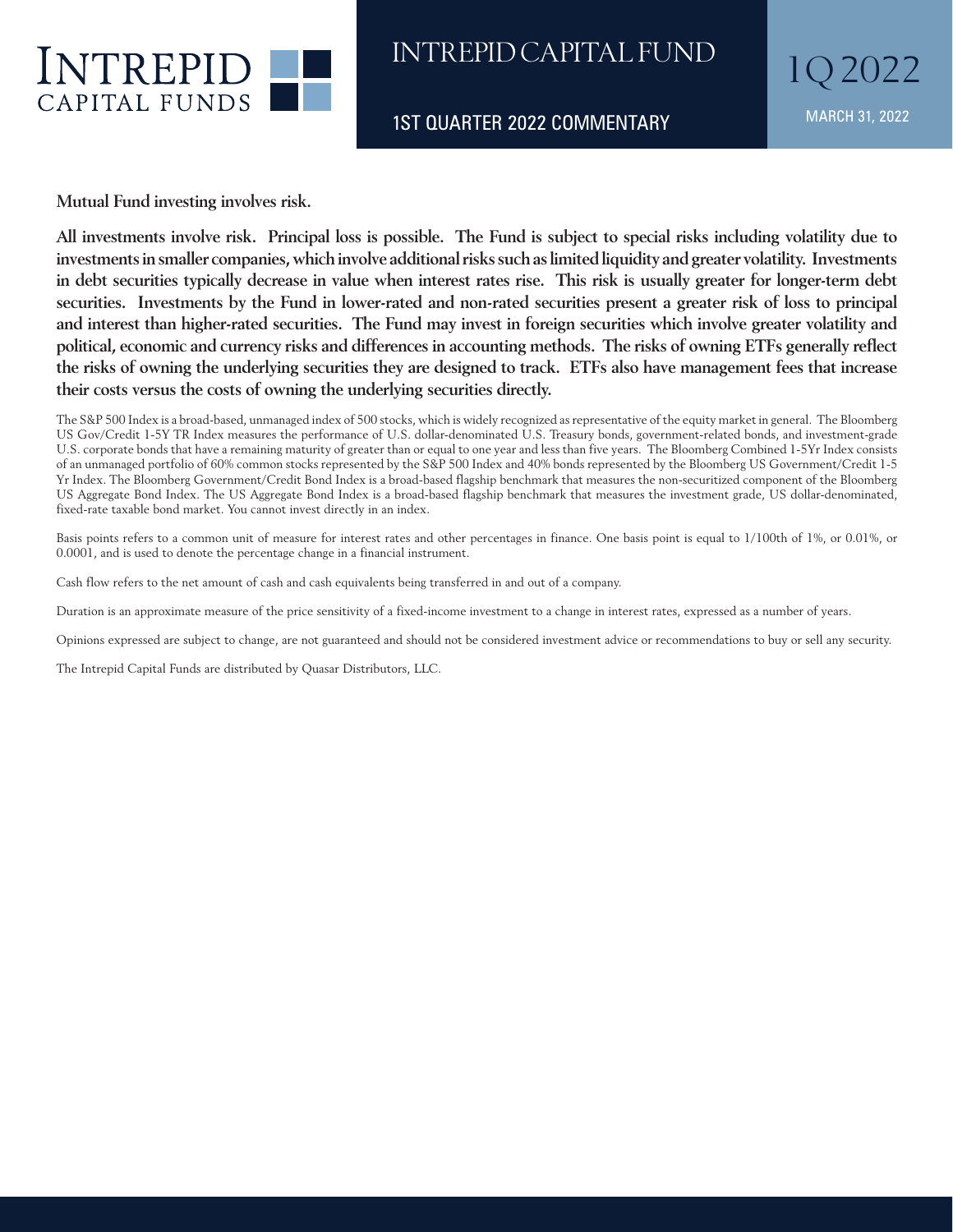**Mutual Fund investing involves risk.**

**All investments involve risk. Principal loss is possible. The Fund is subject to special risks including volatility due to investments in smaller companies, which involve additional risks such as limited liquidity and greater volatility. Investments in debt securities typically decrease in value when interest rates rise. This risk is usually greater for longer-term debt securities. Investments by the Fund in lower-rated and non-rated securities present a greater risk of loss to principal and interest than higher-rated securities. The Fund may invest in foreign securities which involve greater volatility and political, economic and currency risks and differences in accounting methods. The risks of owning ETFs generally reflect the risks of owning the underlying securities they are designed to track. ETFs also have management fees that increase their costs versus the costs of owning the underlying securities directly.**

The S&P 500 Index is a broad-based, unmanaged index of 500 stocks, which is widely recognized as representative of the equity market in general. The Bloomberg US Gov/Credit 1-5Y TR Index measures the performance of U.S. dollar-denominated U.S. Treasury bonds, government-related bonds, and investment-grade U.S. corporate bonds that have a remaining maturity of greater than or equal to one year and less than five years. The Bloomberg Combined 1-5Yr Index consists of an unmanaged portfolio of 60% common stocks represented by the S&P 500 Index and 40% bonds represented by the Bloomberg US Government/Credit 1-5 Yr Index. The Bloomberg Government/Credit Bond Index is a broad-based flagship benchmark that measures the non-securitized component of the Bloomberg US Aggregate Bond Index. The US Aggregate Bond Index is a broad-based flagship benchmark that measures the investment grade, US dollar-denominated, fixed-rate taxable bond market. You cannot invest directly in an index.

Basis points refers to a common unit of measure for interest rates and other percentages in finance. One basis point is equal to 1/100th of 1%, or 0.01%, or 0.0001, and is used to denote the percentage change in a financial instrument.

Cash flow refers to the net amount of cash and cash equivalents being transferred in and out of a company.

Duration is an approximate measure of the price sensitivity of a fixed-income investment to a change in interest rates, expressed as a number of years.

Opinions expressed are subject to change, are not guaranteed and should not be considered investment advice or recommendations to buy or sell any security.

The Intrepid Capital Funds are distributed by Quasar Distributors, LLC.